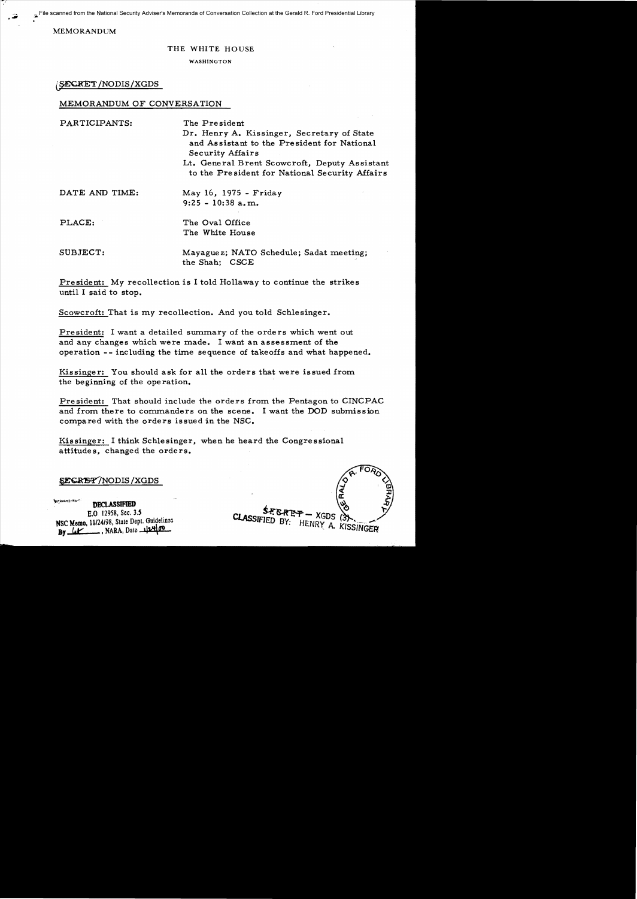File scanned from the National Security Adviser's Memoranda of Conversation Collection at the Gerald R. Ford Presidential Library

MEMORANDUM

THE WHITE HOUSE

WASHINGTON

SECRET/NODIS/XGDS

MEMORANDUM OF CONVERSATION

| | |
|---|---|
| PARTICIPANTS: | The President<br>Dr. Henry A. Kissinger, Secretary of State and Assistant to the President for National Security Affairs<br>Lt. General Brent Scowcroft, Deputy Assistant to the President for National Security Affairs |
| DATE AND TIME: | May 16, 1975 - Friday<br>9:25 - 10:38 a.m. |
| PLACE: | The Oval Office<br>The White House |
| SUBJECT: | Mayaguez; NATO Schedule; Sadat meeting; the Shah; CSCE |

President: My recollection is I told Hollaway to continue the strikes until I said to stop.

Scowcroft: That is my recollection. And you told Schlesinger.

President: I want a detailed summary of the orders which went out and any changes which were made. I want an assessment of the operation -- including the time sequence of takeoffs and what happened.

Kissinger: You should ask for all the orders that were issued from the beginning of the operation.

President: That should include the orders from the Pentagon to CINCPAC and from there to commanders on the scene. I want the DOD submission compared with the orders issued in the NSC.

Kissinger: I think Schlesinger, when he heard the Congressional attitudes, changed the orders.

SECRET/NODIS/XGDS

DECLASSIFIED
E.O. 12958, Sec. 3.5
NSC Memo, 11/24/98, State Dept. Guidelines
By ___, NARA, Date ___

SECRET - XGDS (3)
CLASSIFIED BY: HENRY A. KISSINGER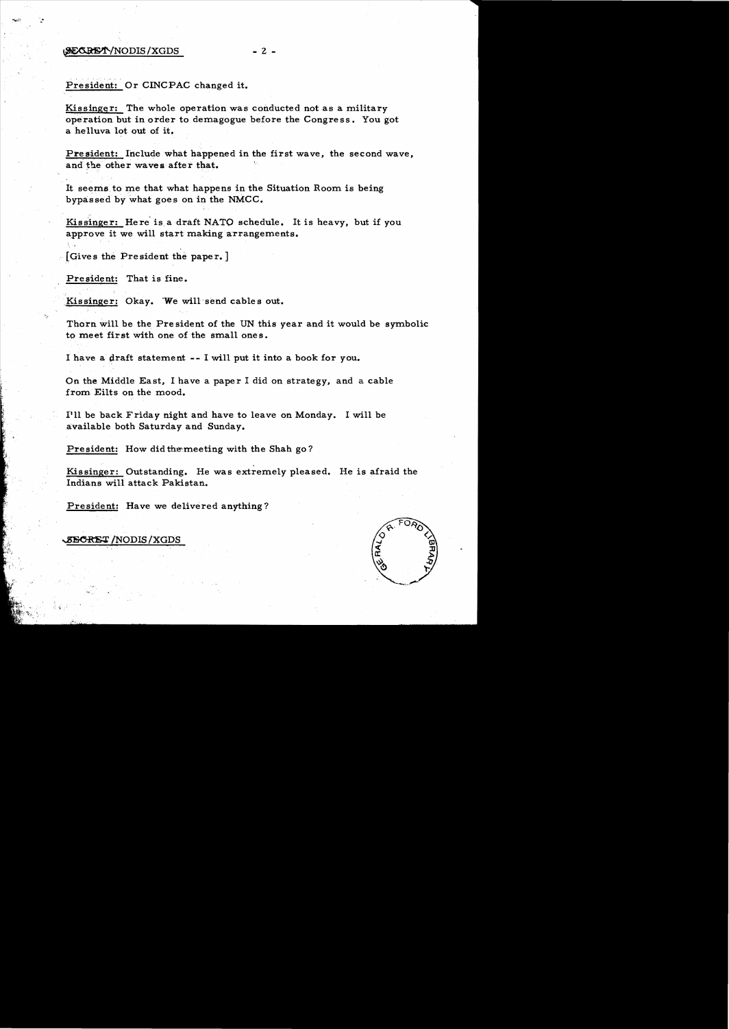President: Or CINCPAC changed it.

Kissinger: The whole operation was conducted not as a military operation but in order to demagogue before the Congress. You got a helluva lot out of it.

President: Include what happened in the first wave, the second wave, and the other waves after that.

It seems to me that what happens in the Situation Room is being bypassed by what goes on in the NMCC.

Kissinger: Here is a draft NATO schedule. It is heavy, but if you approve it we will start making arrangements.

[Gives the President the paper.]

President: That is fine.

Kissinger: Okay. We will send cables out.

Thorn will be the President of the UN this year and it would be symbolic to meet first with one of the small ones.

I have a draft statement -- I will put it into a book for you.

On the Middle East, I have a paper I did on strategy, and a cable from Eilts on the mood.

I'll be back Friday night and have to leave on Monday. I will be available both Saturday and Sunday.

President: How did the meeting with the Shah go?

Kissinger: Outstanding. He was extremely pleased. He is afraid the Indians will attack Pakistan.

President: Have we delivered anything?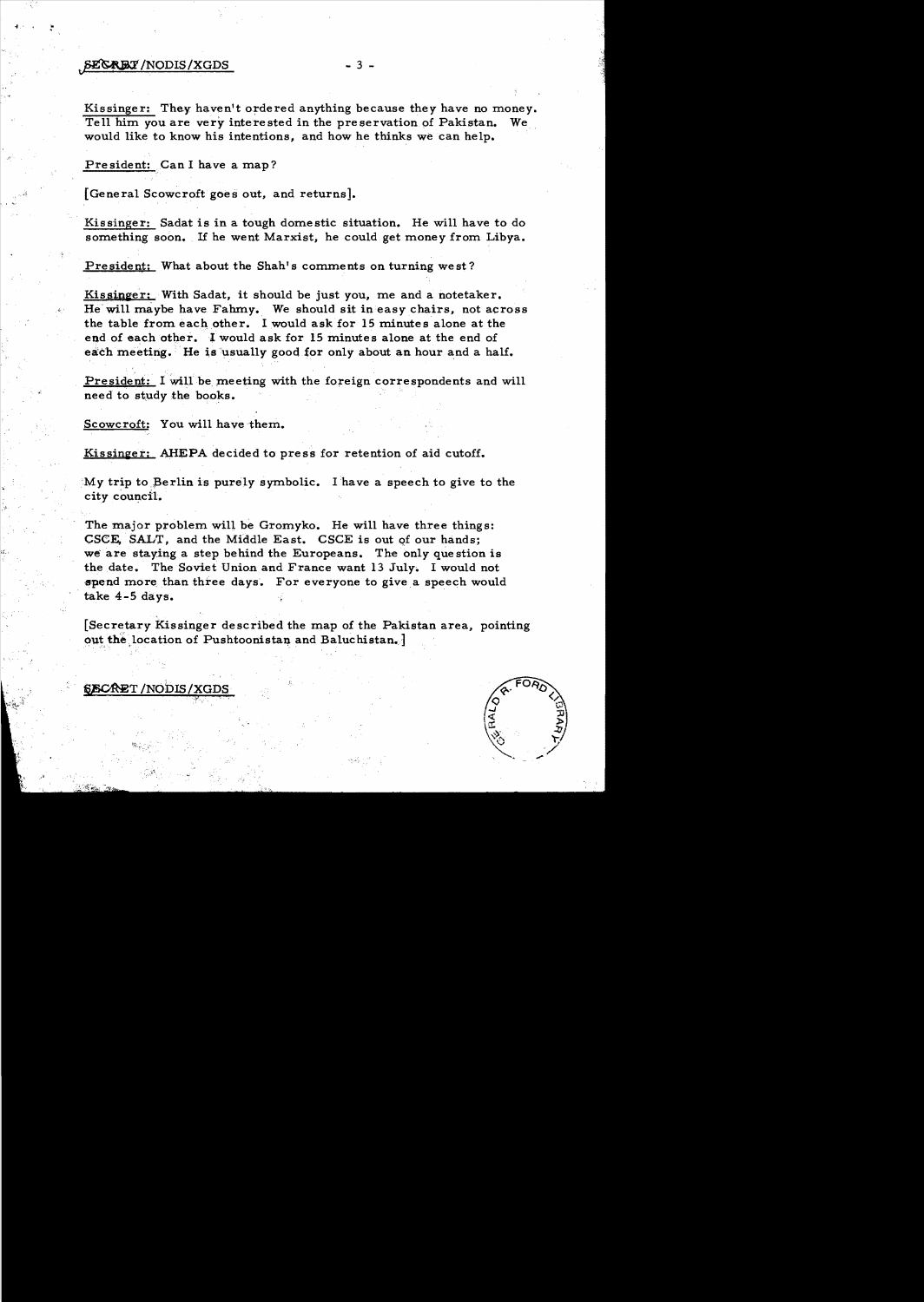Kissinger: They haven't ordered anything because they have no money. Tell him you are very interested in the preservation of Pakistan. We would like to know his intentions, and how he thinks we can help.

President: Can I have a map?

[General Scowcroft goes out, and returns].

Kissinger: Sadat is in a tough domestic situation. He will have to do something soon. If he went Marxist, he could get money from Libya.

President: What about the Shah's comments on turning west?

Kissinger: With Sadat, it should be just you, me and a notetaker. He will maybe have Fahmy. We should sit in easy chairs, not across the table from each other. I would ask for 15 minutes alone at the end of each other. I would ask for 15 minutes alone at the end of each meeting. He is usually good for only about an hour and a half.

President: I will be meeting with the foreign correspondents and will need to study the books.

Scowcroft: You will have them.

Kissinger: AHEPA decided to press for retention of aid cutoff.

My trip to Berlin is purely symbolic. I have a speech to give to the city council.

The major problem will be Gromyko. He will have three things: CSCE, SALT, and the Middle East. CSCE is out of our hands; we are staying a step behind the Europeans. The only question is the date. The Soviet Union and France want 13 July. I would not spend more than three days. For everyone to give a speech would take 4-5 days.

[Secretary Kissinger described the map of the Pakistan area, pointing out the location of Pushtoonistan and Baluchistan.]

SECRET/NODIS/XGDS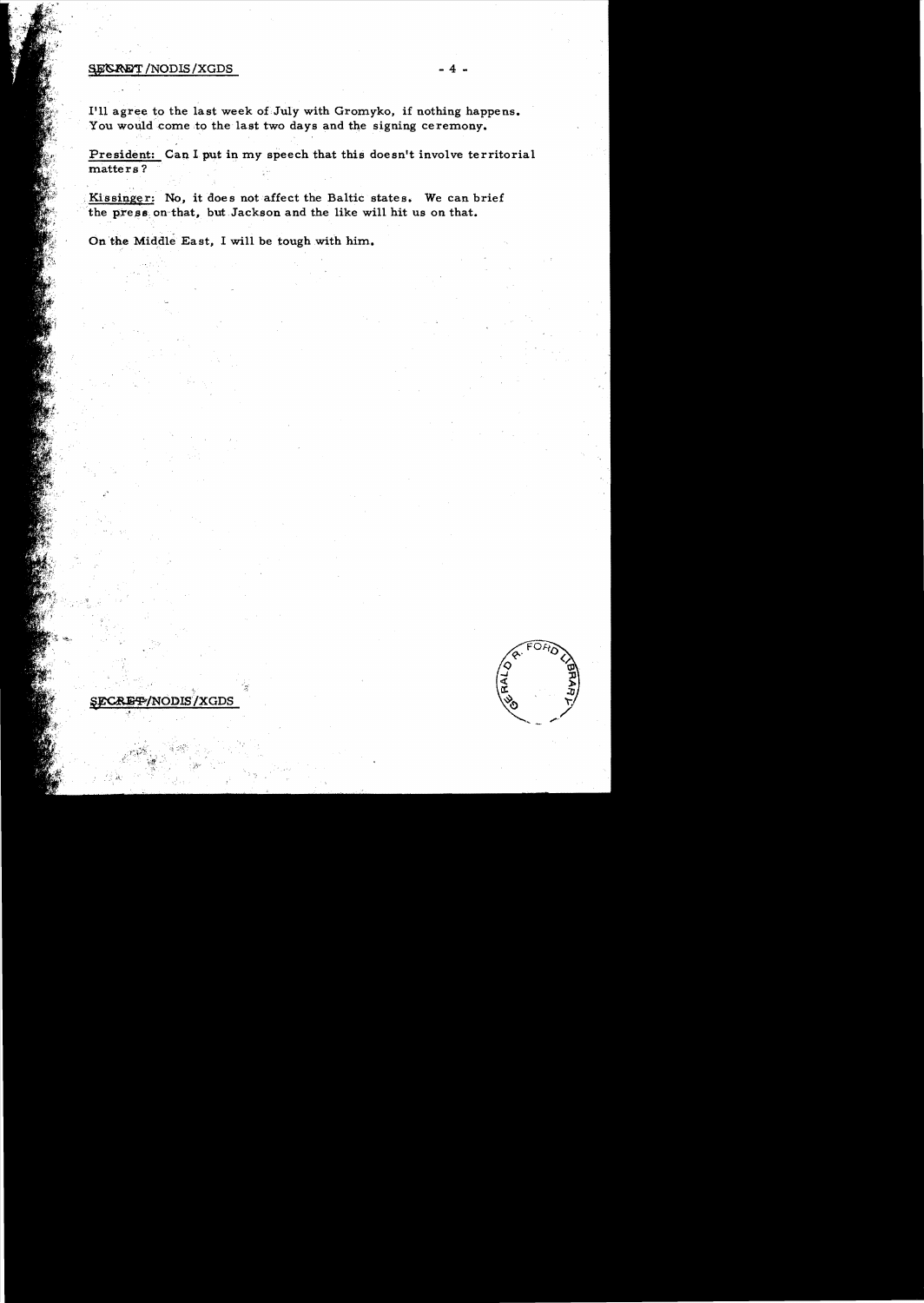I'll agree to the last week of July with Gromyko, if nothing happens. You would come to the last two days and the signing ceremony.

President: Can I put in my speech that this doesn't involve territorial matters?

Kissinger: No, it does not affect the Baltic states. We can brief the press on that, but Jackson and the like will hit us on that.

On the Middle East, I will be tough with him.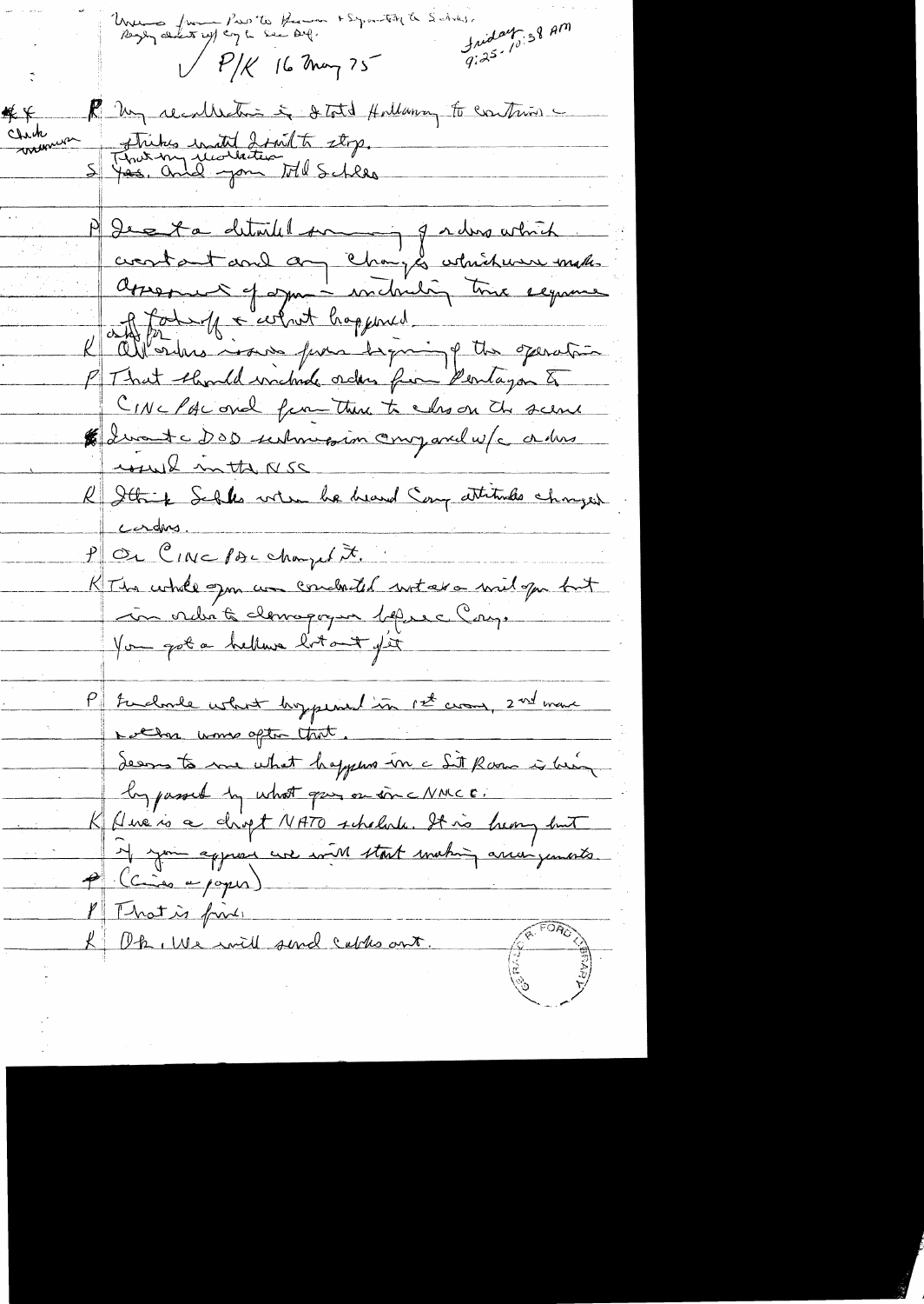Memo from Pres to Kissinger + Scowcroft & Schles.
Regarding alert wf copy to Sec Def.

Friday 9:25-10:38 AM

✓ P/K 16 May 75

** Check memcon

R My recollection is I told Holloway to continue strikes until I said to stop.

S That my recollection
Yes. And you told Schles

P Get a detailed summary of orders which went out and any changes which were made. Assessment of operation including time sequence of [?] + what happened.

K All orders issued from beginning of the operation

P That should include orders from Pentagon to CINCPAC and from there to those on the scene.

* Want DOD submission comply and w/ orders issued in the NSC

K I think Schles when he heard Cong attitude changed orders.

P Or CINCPAC changed it.

K The whole operation was conducted not as a mil op but in order to demagogue before Cong.
You got a helluva lot out of it

P Include what happened in 1st wave, 2nd wave + other waves after that.
Seems to me what happens in Sit Room is being bypassed by what goes on in NMCC.

K Here is a draft NATO schedule. It is heavy but if you approve we will start making arrangements.

P (Gives paper)

P That is fine.

K Ok. We will send cables out.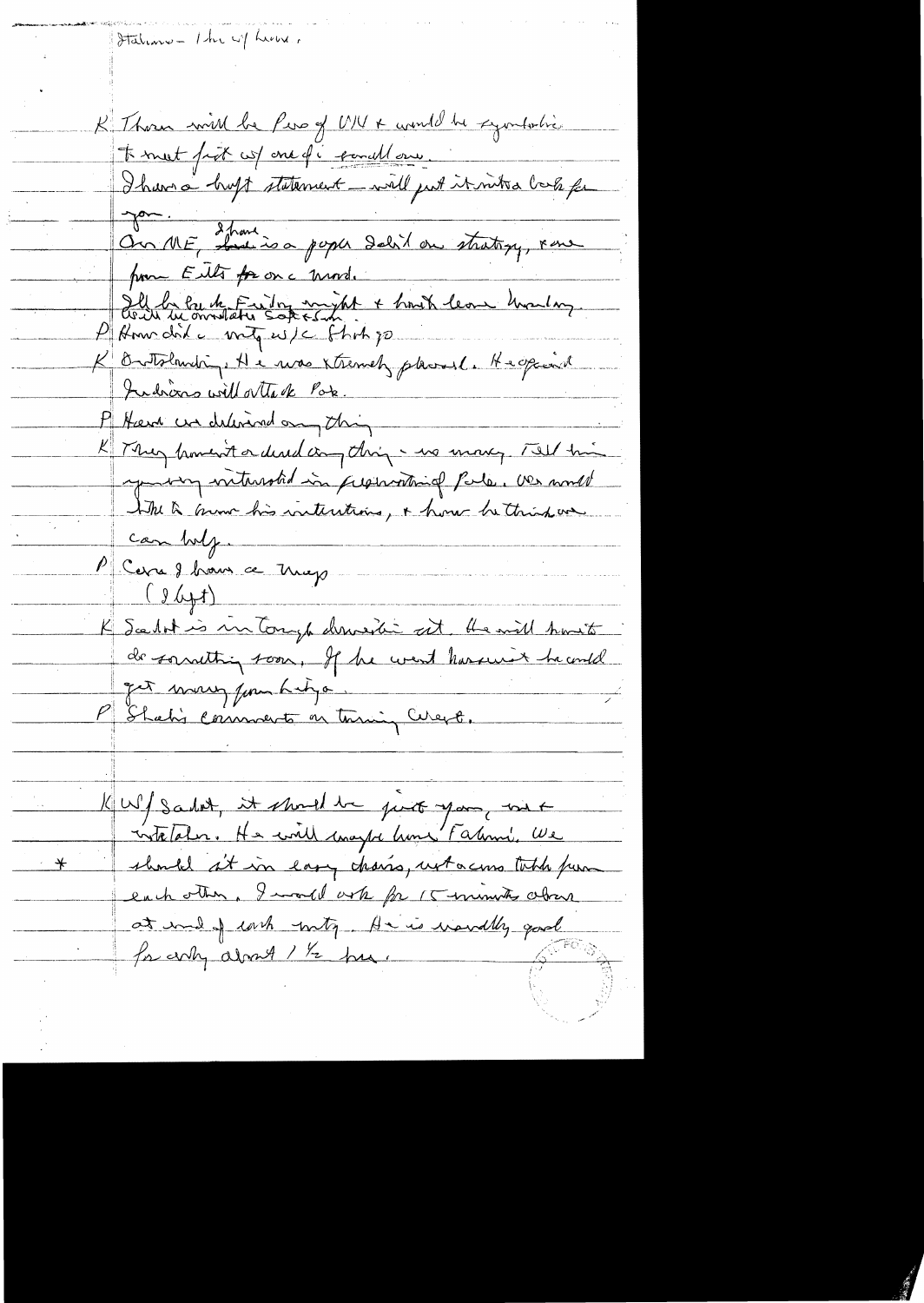Italiano – 1 hr w/ Leone.

K Thorn will be Pres of UN & would be symbolic to meet first w/ one of [the] small ones.

I have a draft statement – will put it into a book for you.

On ME, [Shah] I have a paper I did on strategy, rave from Eilts [for] one word.

I'll be back Friday night & [hasn't] leave Monday. [Will be consulted Saturday & Sunday.]

P How did [the] mtg w/ [the] Shah go.

K Outstanding. He was extremely pleased. He agreed Indians will attack Pak.

P Hard [to] understand anything.

K They haven't ordered anything – no money. Tell him you [are] very interested in preservation of Pak. We would like to know his intentions, & how he thinks we can help.

P Can I have a map

(I left)

K Sadat is in tough domestic sit. He will have to do something soon. If he went Kassaut he could get money from Libya.

P Shah's comments on training Egypt.

K W/ Sadat, it should be just you, me & interpreter. He will maybe have Fahmi. We

\* should sit in easy chairs, not across table from each other. I would ask for 15 minutes alone at end of each mtg. He is [wonderfully] good for only about 1 1/2 hrs.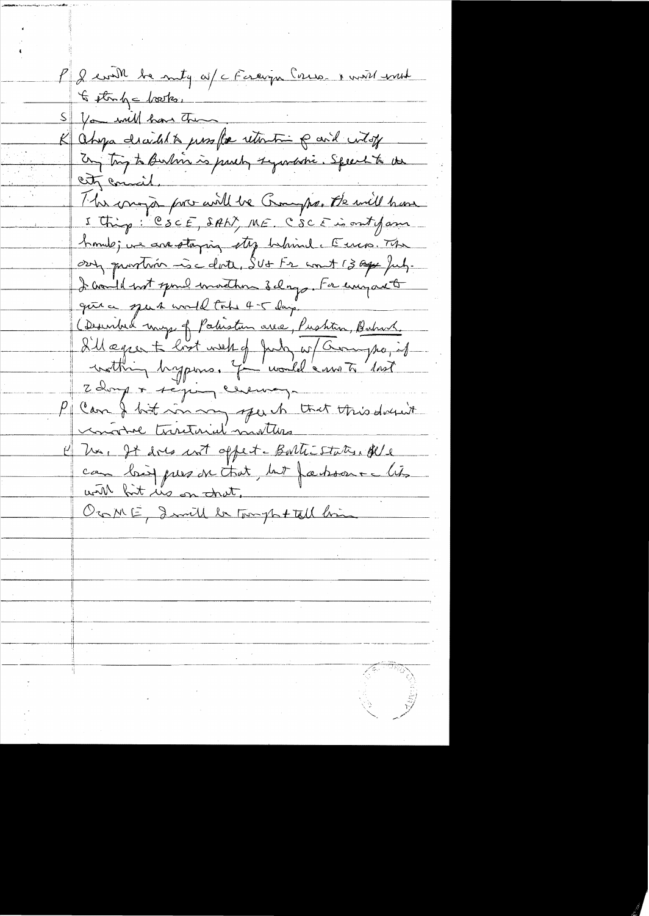P I will be mtg w/c Foreign Corres. & will want to stroke backs.

S You will have them.

K Ahkya decided to press for retention of aid cutoff.

Eng trip to Berlin is purely sym. Speech to the city council.

The major piece will be Gromyko. He will have 3 things: CSCE, SALT, ME. CSCE is out of our hands; we are staying step behind Europe. The only question is date. SU & Fr want 13 Aug July. I would not spend another 3 days. For any one to give a speech would take 4-5 days.

(Described mtg of Pakistan area, Pushtun, Baluch.

I'll agree to last week of July w/ Gromyko, if nothing happens. You would come to last 2 days & signing ceremony.

P Can I hit in my speech that this doesn't involve territorial matters

K Yes. It does not affect Baltic States. We can brief press on that, but Jackson & co will hit us on that.

On ME, I will be tough & tell him